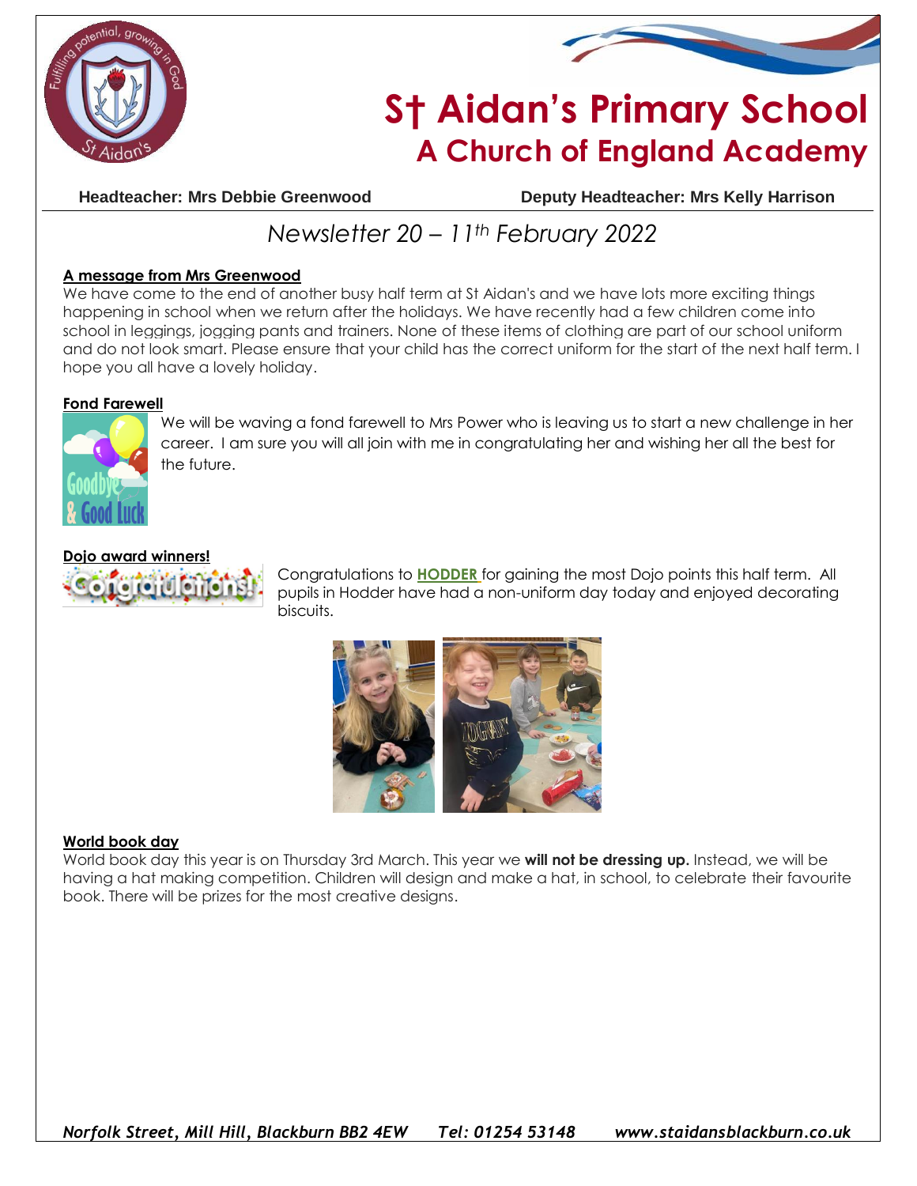# St Aidan's Primary School
## A Church of England Academy

**Headteacher: Mrs Debbie Greenwood** **Deputy Headteacher: Mrs Kelly Harrison**

## *Newsletter 20 – 11th February 2022*

### A message from Mrs Greenwood

We have come to the end of another busy half term at St Aidan's and we have lots more exciting things happening in school when we return after the holidays. We have recently had a few children come into school in leggings, jogging pants and trainers. None of these items of clothing are part of our school uniform and do not look smart. Please ensure that your child has the correct uniform for the start of the next half term. I hope you all have a lovely holiday.

### Fond Farewell

We will be waving a fond farewell to Mrs Power who is leaving us to start a new challenge in her career. I am sure you will all join with me in congratulating her and wishing her all the best for the future.

### Dojo award winners!

Congratulations to **HODDER** for gaining the most Dojo points this half term. All pupils in Hodder have had a non-uniform day today and enjoyed decorating biscuits.

### World book day

World book day this year is on Thursday 3rd March. This year we **will not be dressing up.** Instead, we will be having a hat making competition. Children will design and make a hat, in school, to celebrate their favourite book. There will be prizes for the most creative designs.

*Norfolk Street, Mill Hill, Blackburn BB2 4EW Tel: 01254 53148 www.staidansblackburn.co.uk*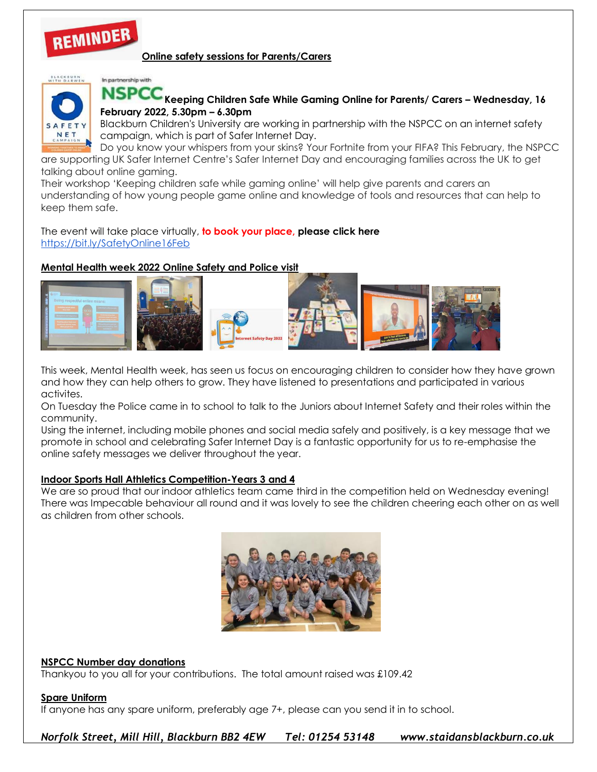REMINDER

**Online safety sessions for Parents/Carers**

In partnership with NSPCC

**Keeping Children Safe While Gaming Online for Parents/ Carers – Wednesday, 16 February 2022, 5.30pm – 6.30pm**

Blackburn Children's University are working in partnership with the NSPCC on an internet safety campaign, which is part of Safer Internet Day.

Do you know your whispers from your skins? Your Fortnite from your FIFA? This February, the NSPCC are supporting UK Safer Internet Centre's Safer Internet Day and encouraging families across the UK to get talking about online gaming.

Their workshop 'Keeping children safe while gaming online' will help give parents and carers an understanding of how young people game online and knowledge of tools and resources that can help to keep them safe.

The event will take place virtually, **to book your place, please click here**
https://bit.ly/SafetyOnline16Feb

**Mental Health week 2022 Online Safety and Police visit**

This week, Mental Health week, has seen us focus on encouraging children to consider how they have grown and how they can help others to grow. They have listened to presentations and participated in various activites.

On Tuesday the Police came in to school to talk to the Juniors about Internet Safety and their roles within the community.

Using the internet, including mobile phones and social media safely and positively, is a key message that we promote in school and celebrating Safer Internet Day is a fantastic opportunity for us to re-emphasise the online safety messages we deliver throughout the year.

**Indoor Sports Hall Athletics Competition-Years 3 and 4**

We are so proud that our indoor athletics team came third in the competition held on Wednesday evening! There was Impecable behaviour all round and it was lovely to see the children cheering each other on as well as children from other schools.

**NSPCC Number day donations**

Thankyou to you all for your contributions. The total amount raised was £109.42

**Spare Uniform**

If anyone has any spare uniform, preferably age 7+, please can you send it in to school.

*Norfolk Street, Mill Hill, Blackburn BB2 4EW Tel: 01254 53148 www.staidansblackburn.co.uk*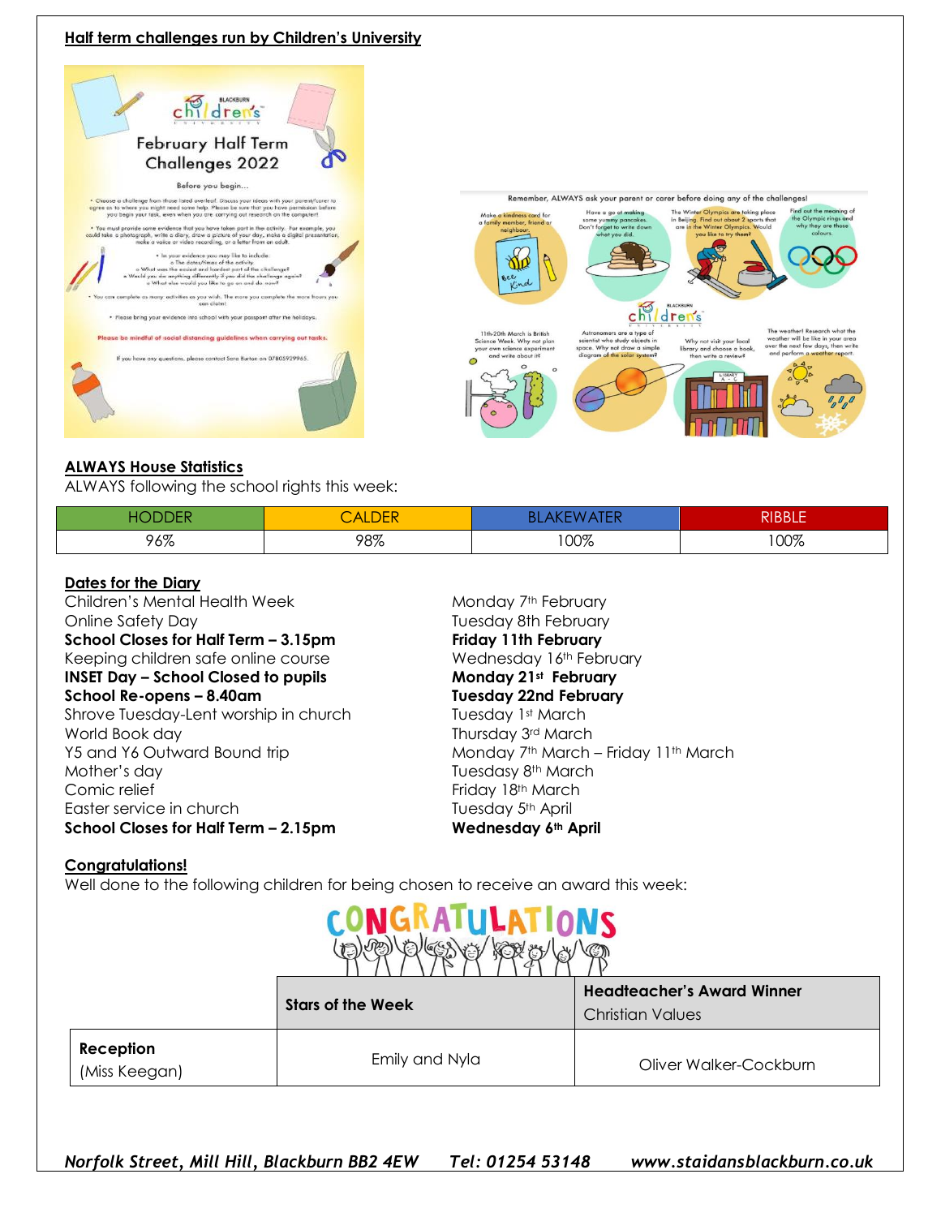## Half term challenges run by Children's University

## ALWAYS House Statistics

ALWAYS following the school rights this week:

| HODDER | CALDER | BLAKEWATER | RIBBLE |
|---|---|---|---|
| 96% | 98% | 100% | 100% |

## Dates for the Diary

| | |
|---|---|
| Children's Mental Health Week | Monday 7th February |
| Online Safety Day | Tuesday 8th February |
| **School Closes for Half Term – 3.15pm** | **Friday 11th February** |
| Keeping children safe online course | Wednesday 16th February |
| **INSET Day – School Closed to pupils** | **Monday 21st February** |
| **School Re-opens – 8.40am** | **Tuesday 22nd February** |
| Shrove Tuesday-Lent worship in church | Tuesday 1st March |
| World Book day | Thursday 3rd March |
| Y5 and Y6 Outward Bound trip | Monday 7th March – Friday 11th March |
| Mother's day | Tuesdasy 8th March |
| Comic relief | Friday 18th March |
| Easter service in church | Tuesday 5th April |
| **School Closes for Half Term – 2.15pm** | **Wednesday 6th April** |

## Congratulations!

Well done to the following children for being chosen to receive an award this week:

| | **Stars of the Week** | **Headteacher's Award Winner** Christian Values |
|---|---|---|
| **Reception** (Miss Keegan) | Emily and Nyla | Oliver Walker-Cockburn |

*Norfolk Street, Mill Hill, Blackburn BB2 4EW     Tel: 01254 53148     www.staidansblackburn.co.uk*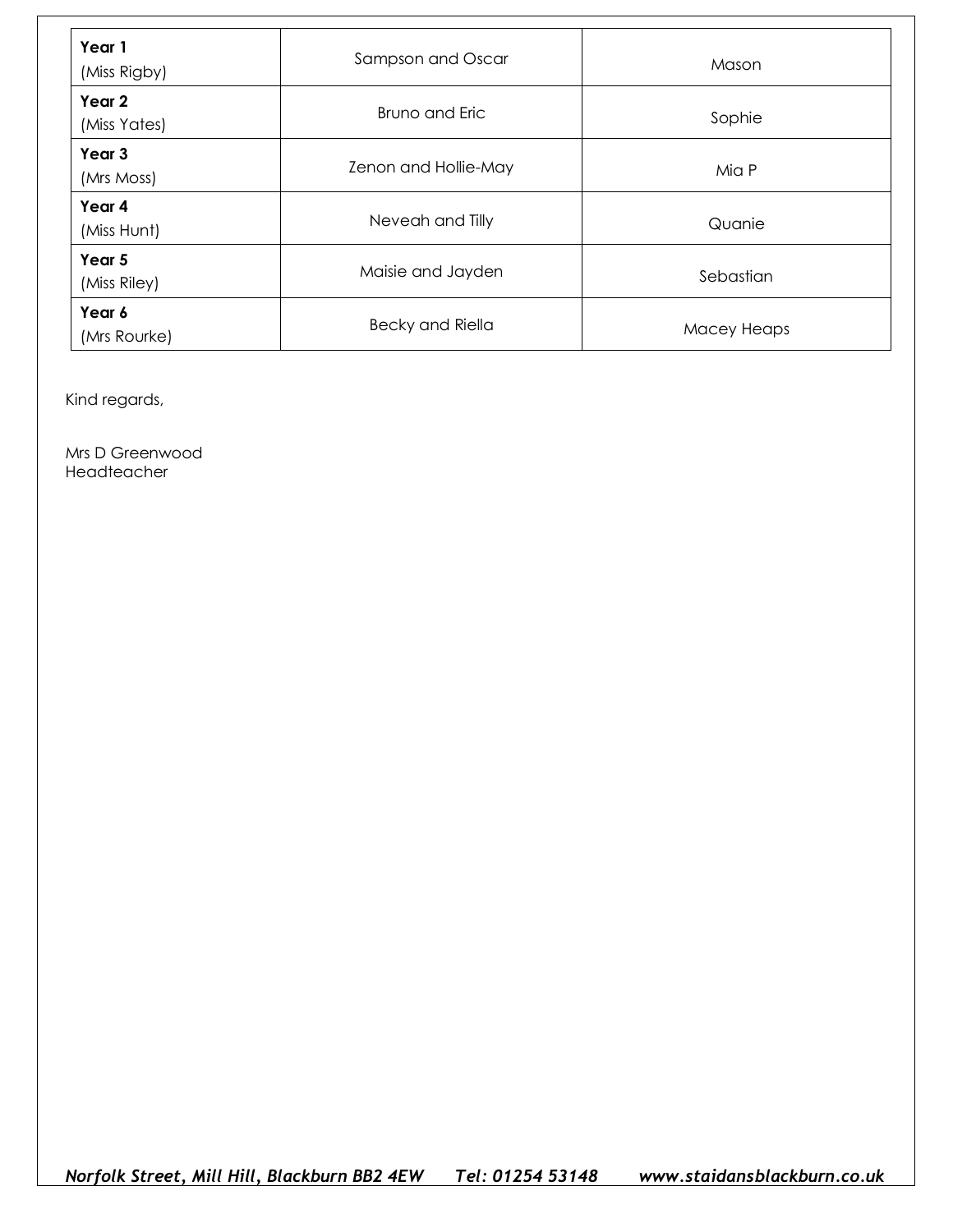| | | |
|---|---|---|
| **Year 1** (Miss Rigby) | Sampson and Oscar | Mason |
| **Year 2** (Miss Yates) | Bruno and Eric | Sophie |
| **Year 3** (Mrs Moss) | Zenon and Hollie-May | Mia P |
| **Year 4** (Miss Hunt) | Neveah and Tilly | Quanie |
| **Year 5** (Miss Riley) | Maisie and Jayden | Sebastian |
| **Year 6** (Mrs Rourke) | Becky and Riella | Macey Heaps |

Kind regards,

Mrs D Greenwood
Headteacher

*Norfolk Street, Mill Hill, Blackburn BB2 4EW Tel: 01254 53148 www.staidansblackburn.co.uk*